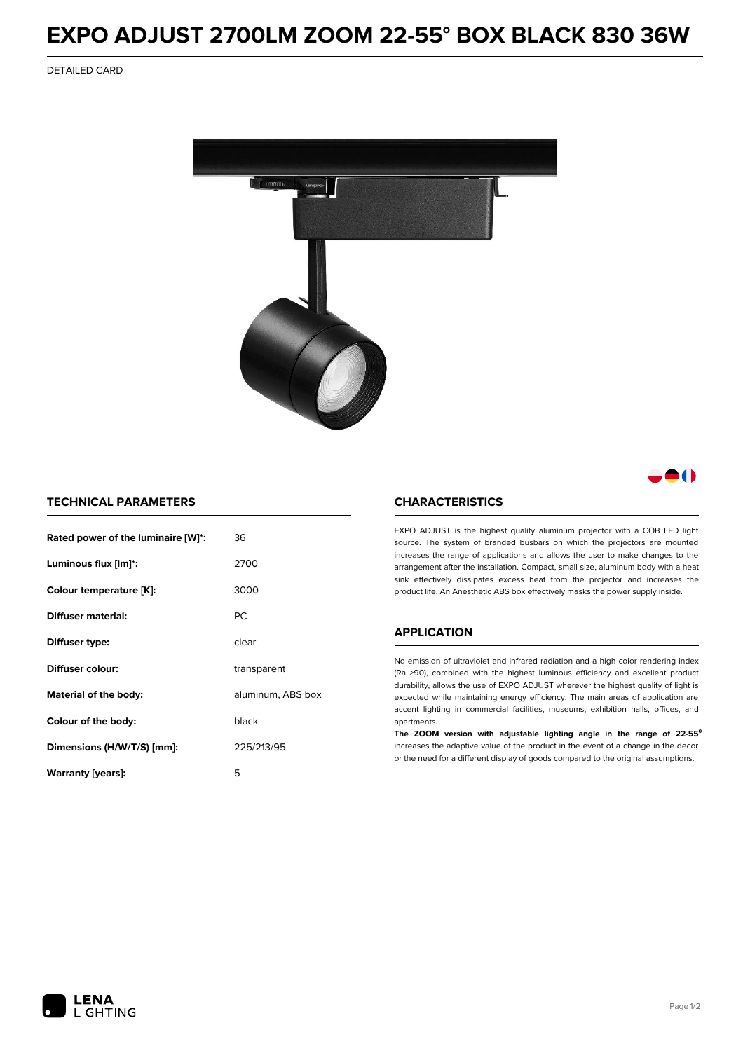# EXPO ADJUST 2700LM ZOOM 22-55° BOX BLACK 830 36W

DETAILED CARD

## TECHNICAL PARAMETERS

| | |
|---|---|
| **Rated power of the luminaire [W]*:** | 36 |
| **Luminous flux [lm]*:** | 2700 |
| **Colour temperature [K]:** | 3000 |
| **Diffuser material:** | PC |
| **Diffuser type:** | clear |
| **Diffuser colour:** | transparent |
| **Material of the body:** | aluminum, ABS box |
| **Colour of the body:** | black |
| **Dimensions (H/W/T/S) [mm]:** | 225/213/95 |
| **Warranty [years]:** | 5 |

## CHARACTERISTICS

EXPO ADJUST is the highest quality aluminum projector with a COB LED light source. The system of branded busbars on which the projectors are mounted increases the range of applications and allows the user to make changes to the arrangement after the installation. Compact, small size, aluminum body with a heat sink effectively dissipates excess heat from the projector and increases the product life. An Anesthetic ABS box effectively masks the power supply inside.

## APPLICATION

No emission of ultraviolet and infrared radiation and a high color rendering index (Ra >90), combined with the highest luminous efficiency and excellent product durability, allows the use of EXPO ADJUST wherever the highest quality of light is expected while maintaining energy efficiency. The main areas of application are accent lighting in commercial facilities, museums, exhibition halls, offices, and apartments.

**The ZOOM version with adjustable lighting angle in the range of 22-55°** increases the adaptive value of the product in the event of a change in the decor or the need for a different display of goods compared to the original assumptions.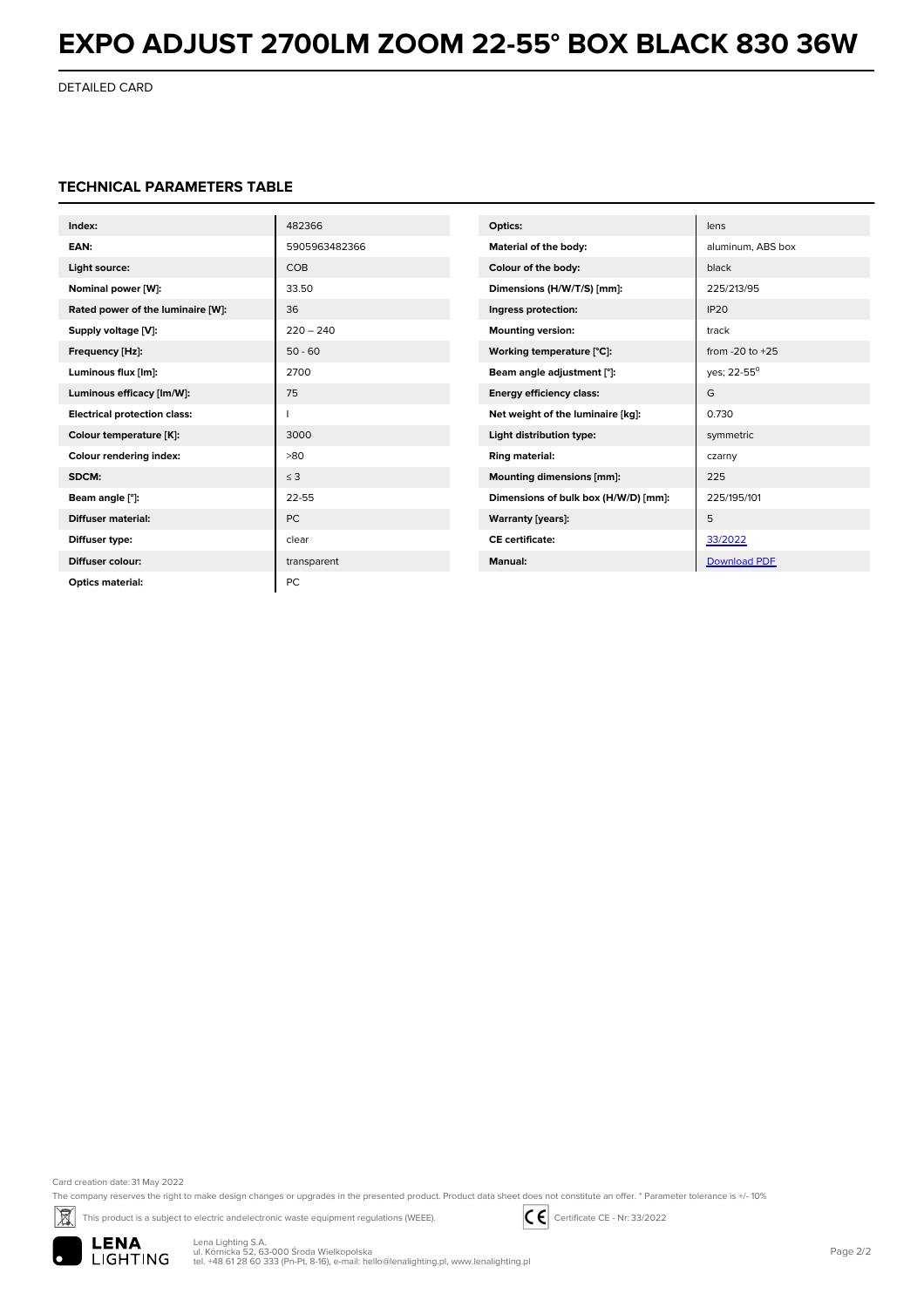# EXPO ADJUST 2700LM ZOOM 22-55° BOX BLACK 830 36W

DETAILED CARD

### TECHNICAL PARAMETERS TABLE

| | |
|---|---|
| **Index:** | 482366 |
| **EAN:** | 5905963482366 |
| **Light source:** | COB |
| **Nominal power [W]:** | 33.50 |
| **Rated power of the luminaire [W]:** | 36 |
| **Supply voltage [V]:** | 220 – 240 |
| **Frequency [Hz]:** | 50 - 60 |
| **Luminous flux [lm]:** | 2700 |
| **Luminous efficacy [lm/W]:** | 75 |
| **Electrical protection class:** | I |
| **Colour temperature [K]:** | 3000 |
| **Colour rendering index:** | >80 |
| **SDCM:** | ≤ 3 |
| **Beam angle [°]:** | 22-55 |
| **Diffuser material:** | PC |
| **Diffuser type:** | clear |
| **Diffuser colour:** | transparent |
| **Optics material:** | PC |

| | |
|---|---|
| **Optics:** | lens |
| **Material of the body:** | aluminum, ABS box |
| **Colour of the body:** | black |
| **Dimensions (H/W/T/S) [mm]:** | 225/213/95 |
| **Ingress protection:** | IP20 |
| **Mounting version:** | track |
| **Working temperature [°C]:** | from -20 to +25 |
| **Beam angle adjustment [°]:** | yes; 22-55° |
| **Energy efficiency class:** | G |
| **Net weight of the luminaire [kg]:** | 0.730 |
| **Light distribution type:** | symmetric |
| **Ring material:** | czarny |
| **Mounting dimensions [mm]:** | 225 |
| **Dimensions of bulk box (H/W/D) [mm]:** | 225/195/101 |
| **Warranty [years]:** | 5 |
| **CE certificate:** | 33/2022 |
| **Manual:** | Download PDF |

Card creation date: 31 May 2022

The company reserves the right to make design changes or upgrades in the presented product. Product data sheet does not constitute an offer. * Parameter tolerance is +/- 10%

This product is a subject to electric andelectronic waste equipment regulations (WEEE).

Certificate CE - Nr: 33/2022

Lena Lighting S.A.
ul. Kórnicka 52, 63-000 Środa Wielkopolska
tel. +48 61 28 60 333 (Pn-Pt, 8-16), e-mail: hello@lenalighting.pl, www.lenalighting.pl